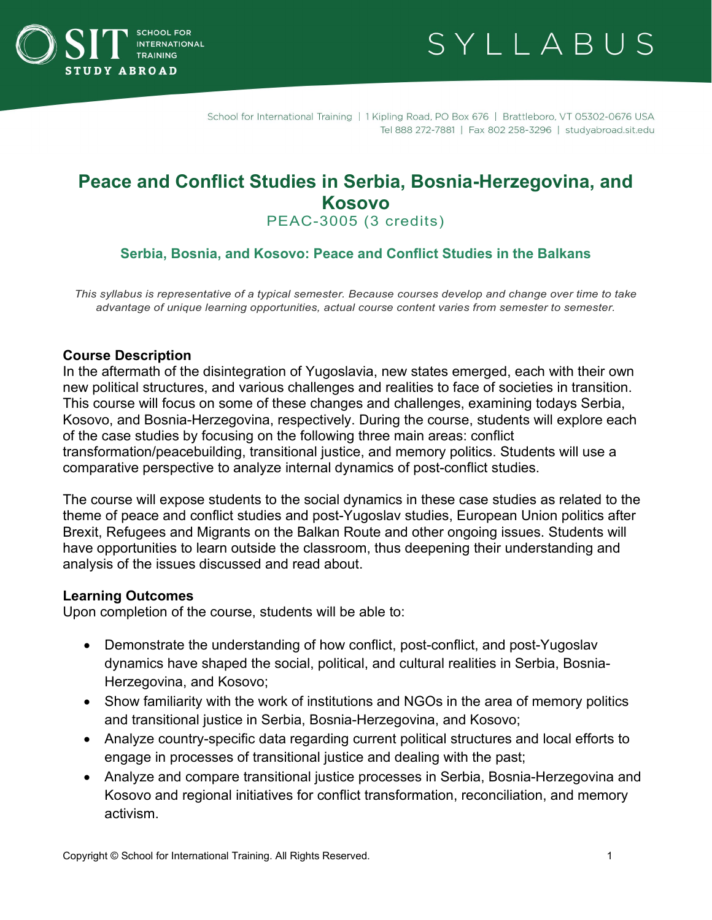SYLLABUS

School for International Training | 1 Kipling Road, PO Box 676 | Brattleboro, VT 05302-0676 USA
Tel 888 272-7881 | Fax 802 258-3296 | studyabroad.sit.edu

# Peace and Conflict Studies in Serbia, Bosnia-Herzegovina, and Kosovo

PEAC-3005 (3 credits)

## Serbia, Bosnia, and Kosovo: Peace and Conflict Studies in the Balkans

*This syllabus is representative of a typical semester. Because courses develop and change over time to take advantage of unique learning opportunities, actual course content varies from semester to semester.*

### Course Description

In the aftermath of the disintegration of Yugoslavia, new states emerged, each with their own new political structures, and various challenges and realities to face of societies in transition. This course will focus on some of these changes and challenges, examining todays Serbia, Kosovo, and Bosnia-Herzegovina, respectively. During the course, students will explore each of the case studies by focusing on the following three main areas: conflict transformation/peacebuilding, transitional justice, and memory politics. Students will use a comparative perspective to analyze internal dynamics of post-conflict studies.

The course will expose students to the social dynamics in these case studies as related to the theme of peace and conflict studies and post-Yugoslav studies, European Union politics after Brexit, Refugees and Migrants on the Balkan Route and other ongoing issues. Students will have opportunities to learn outside the classroom, thus deepening their understanding and analysis of the issues discussed and read about.

### Learning Outcomes

Upon completion of the course, students will be able to:

- Demonstrate the understanding of how conflict, post-conflict, and post-Yugoslav dynamics have shaped the social, political, and cultural realities in Serbia, Bosnia-Herzegovina, and Kosovo;
- Show familiarity with the work of institutions and NGOs in the area of memory politics and transitional justice in Serbia, Bosnia-Herzegovina, and Kosovo;
- Analyze country-specific data regarding current political structures and local efforts to engage in processes of transitional justice and dealing with the past;
- Analyze and compare transitional justice processes in Serbia, Bosnia-Herzegovina and Kosovo and regional initiatives for conflict transformation, reconciliation, and memory activism.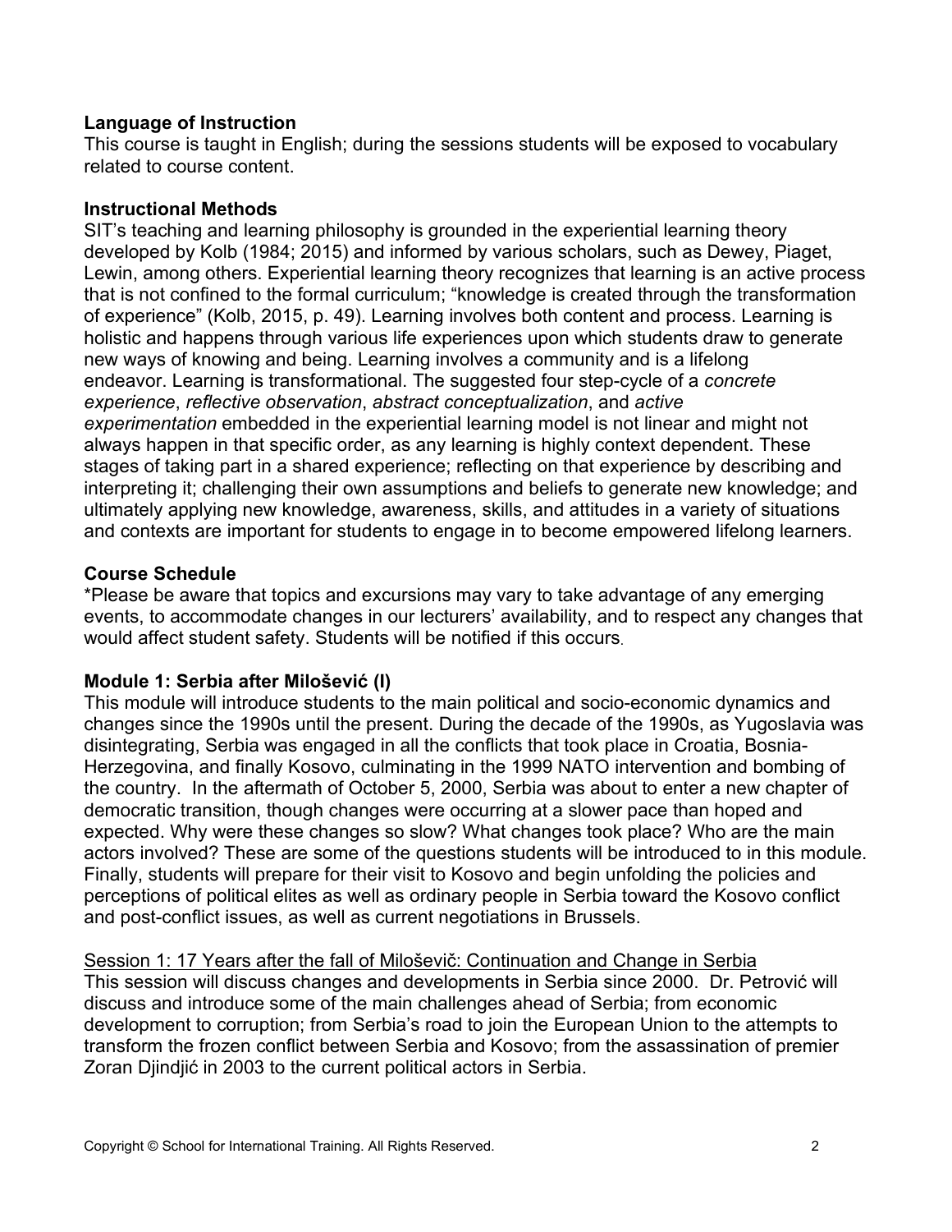**Language of Instruction**

This course is taught in English; during the sessions students will be exposed to vocabulary related to course content.

**Instructional Methods**

SIT's teaching and learning philosophy is grounded in the experiential learning theory developed by Kolb (1984; 2015) and informed by various scholars, such as Dewey, Piaget, Lewin, among others. Experiential learning theory recognizes that learning is an active process that is not confined to the formal curriculum; "knowledge is created through the transformation of experience" (Kolb, 2015, p. 49). Learning involves both content and process. Learning is holistic and happens through various life experiences upon which students draw to generate new ways of knowing and being. Learning involves a community and is a lifelong endeavor. Learning is transformational. The suggested four step-cycle of a *concrete experience*, *reflective observation*, *abstract conceptualization*, and *active experimentation* embedded in the experiential learning model is not linear and might not always happen in that specific order, as any learning is highly context dependent. These stages of taking part in a shared experience; reflecting on that experience by describing and interpreting it; challenging their own assumptions and beliefs to generate new knowledge; and ultimately applying new knowledge, awareness, skills, and attitudes in a variety of situations and contexts are important for students to engage in to become empowered lifelong learners.

**Course Schedule**

*Please be aware that topics and excursions may vary to take advantage of any emerging events, to accommodate changes in our lecturers' availability, and to respect any changes that would affect student safety. Students will be notified if this occurs.

**Module 1: Serbia after Milošević (I)**

This module will introduce students to the main political and socio-economic dynamics and changes since the 1990s until the present. During the decade of the 1990s, as Yugoslavia was disintegrating, Serbia was engaged in all the conflicts that took place in Croatia, Bosnia-Herzegovina, and finally Kosovo, culminating in the 1999 NATO intervention and bombing of the country. In the aftermath of October 5, 2000, Serbia was about to enter a new chapter of democratic transition, though changes were occurring at a slower pace than hoped and expected. Why were these changes so slow? What changes took place? Who are the main actors involved? These are some of the questions students will be introduced to in this module. Finally, students will prepare for their visit to Kosovo and begin unfolding the policies and perceptions of political elites as well as ordinary people in Serbia toward the Kosovo conflict and post-conflict issues, as well as current negotiations in Brussels.

<u>Session 1: 17 Years after the fall of Miloševič: Continuation and Change in Serbia</u>

This session will discuss changes and developments in Serbia since 2000. Dr. Petrović will discuss and introduce some of the main challenges ahead of Serbia; from economic development to corruption; from Serbia's road to join the European Union to the attempts to transform the frozen conflict between Serbia and Kosovo; from the assassination of premier Zoran Djindjić in 2003 to the current political actors in Serbia.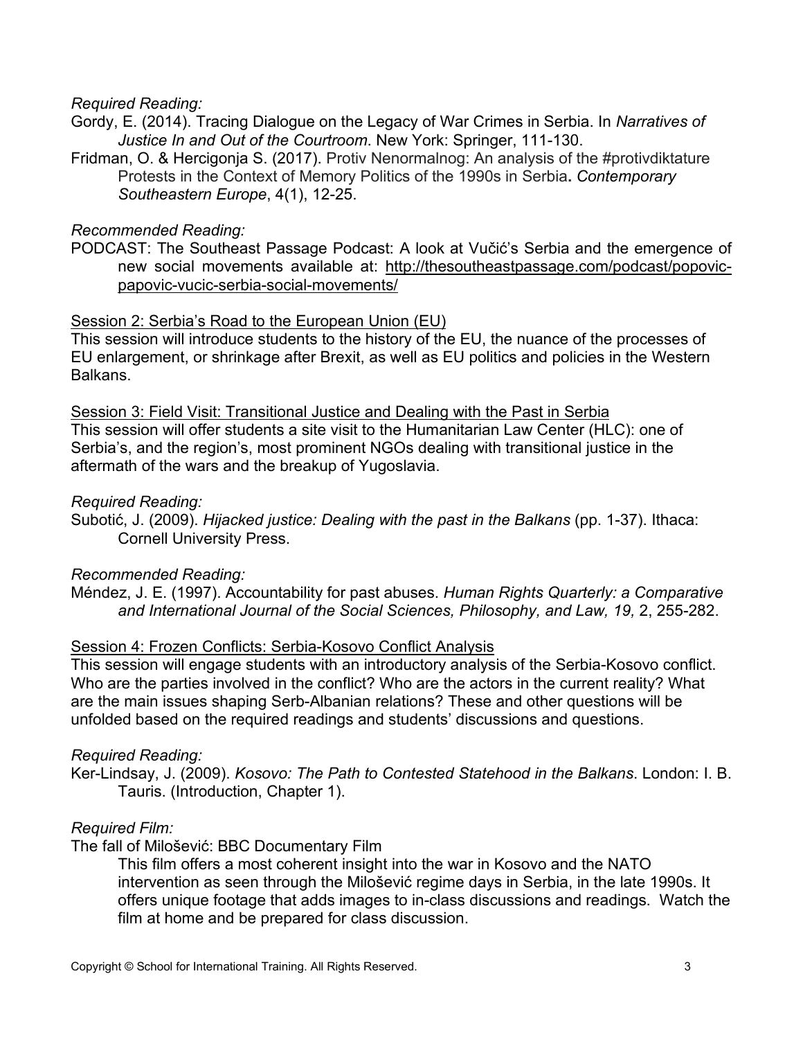*Required Reading:*

Gordy, E. (2014). Tracing Dialogue on the Legacy of War Crimes in Serbia. In *Narratives of Justice In and Out of the Courtroom*. New York: Springer, 111-130.

Fridman, O. & Hercigonja S. (2017). Protiv Nenormalnog: An analysis of the #protivdiktature Protests in the Context of Memory Politics of the 1990s in Serbia**.** *Contemporary Southeastern Europe*, 4(1), 12-25.

*Recommended Reading:*

PODCAST: The Southeast Passage Podcast: A look at Vučić's Serbia and the emergence of new social movements available at: http://thesoutheastpassage.com/podcast/popovic-papovic-vucic-serbia-social-movements/

Session 2: Serbia's Road to the European Union (EU)

This session will introduce students to the history of the EU, the nuance of the processes of EU enlargement, or shrinkage after Brexit, as well as EU politics and policies in the Western Balkans.

Session 3: Field Visit: Transitional Justice and Dealing with the Past in Serbia

This session will offer students a site visit to the Humanitarian Law Center (HLC): one of Serbia's, and the region's, most prominent NGOs dealing with transitional justice in the aftermath of the wars and the breakup of Yugoslavia.

*Required Reading:*

Subotić, J. (2009). *Hijacked justice: Dealing with the past in the Balkans* (pp. 1-37). Ithaca: Cornell University Press.

*Recommended Reading:*

Méndez, J. E. (1997). Accountability for past abuses. *Human Rights Quarterly: a Comparative and International Journal of the Social Sciences, Philosophy, and Law, 19,* 2, 255-282.

Session 4: Frozen Conflicts: Serbia-Kosovo Conflict Analysis

This session will engage students with an introductory analysis of the Serbia-Kosovo conflict. Who are the parties involved in the conflict? Who are the actors in the current reality? What are the main issues shaping Serb-Albanian relations? These and other questions will be unfolded based on the required readings and students' discussions and questions.

*Required Reading:*

Ker-Lindsay, J. (2009). *Kosovo: The Path to Contested Statehood in the Balkans*. London: I. B. Tauris. (Introduction, Chapter 1).

*Required Film:*

The fall of Milošević: BBC Documentary Film

This film offers a most coherent insight into the war in Kosovo and the NATO intervention as seen through the Milošević regime days in Serbia, in the late 1990s. It offers unique footage that adds images to in-class discussions and readings. Watch the film at home and be prepared for class discussion.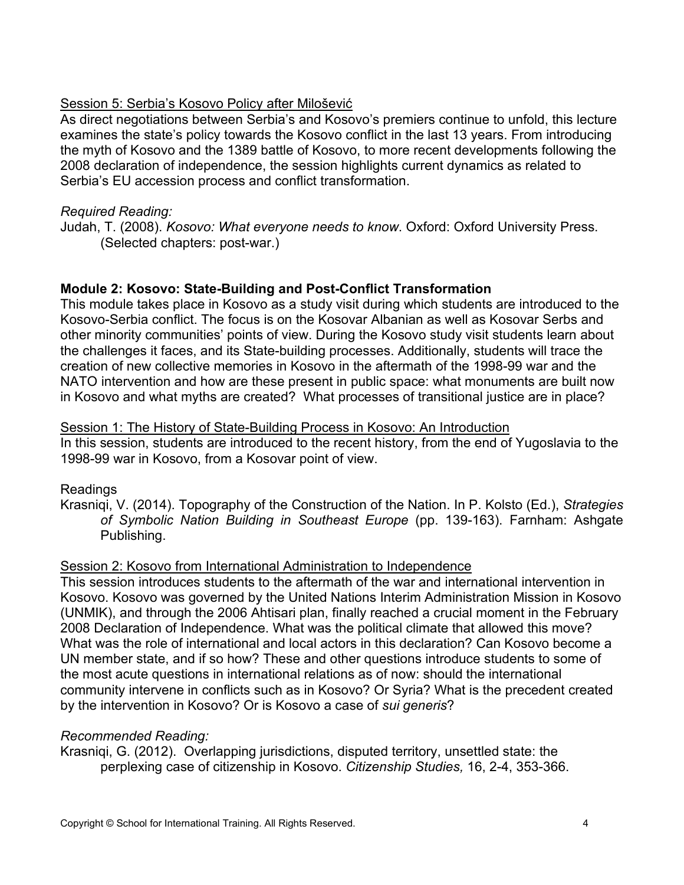Session 5: Serbia's Kosovo Policy after Milošević

As direct negotiations between Serbia's and Kosovo's premiers continue to unfold, this lecture examines the state's policy towards the Kosovo conflict in the last 13 years. From introducing the myth of Kosovo and the 1389 battle of Kosovo, to more recent developments following the 2008 declaration of independence, the session highlights current dynamics as related to Serbia's EU accession process and conflict transformation.

*Required Reading:*

Judah, T. (2008). *Kosovo: What everyone needs to know*. Oxford: Oxford University Press. (Selected chapters: post-war.)

**Module 2: Kosovo: State-Building and Post-Conflict Transformation**

This module takes place in Kosovo as a study visit during which students are introduced to the Kosovo-Serbia conflict. The focus is on the Kosovar Albanian as well as Kosovar Serbs and other minority communities' points of view. During the Kosovo study visit students learn about the challenges it faces, and its State-building processes. Additionally, students will trace the creation of new collective memories in Kosovo in the aftermath of the 1998-99 war and the NATO intervention and how are these present in public space: what monuments are built now in Kosovo and what myths are created? What processes of transitional justice are in place?

Session 1: The History of State-Building Process in Kosovo: An Introduction

In this session, students are introduced to the recent history, from the end of Yugoslavia to the 1998-99 war in Kosovo, from a Kosovar point of view.

Readings

Krasniqi, V. (2014). Topography of the Construction of the Nation. In P. Kolsto (Ed.), *Strategies of Symbolic Nation Building in Southeast Europe* (pp. 139-163). Farnham: Ashgate Publishing.

Session 2: Kosovo from International Administration to Independence

This session introduces students to the aftermath of the war and international intervention in Kosovo. Kosovo was governed by the United Nations Interim Administration Mission in Kosovo (UNMIK), and through the 2006 Ahtisari plan, finally reached a crucial moment in the February 2008 Declaration of Independence. What was the political climate that allowed this move? What was the role of international and local actors in this declaration? Can Kosovo become a UN member state, and if so how? These and other questions introduce students to some of the most acute questions in international relations as of now: should the international community intervene in conflicts such as in Kosovo? Or Syria? What is the precedent created by the intervention in Kosovo? Or is Kosovo a case of *sui generis*?

*Recommended Reading:*

Krasniqi, G. (2012). Overlapping jurisdictions, disputed territory, unsettled state: the perplexing case of citizenship in Kosovo. *Citizenship Studies,* 16, 2-4, 353-366.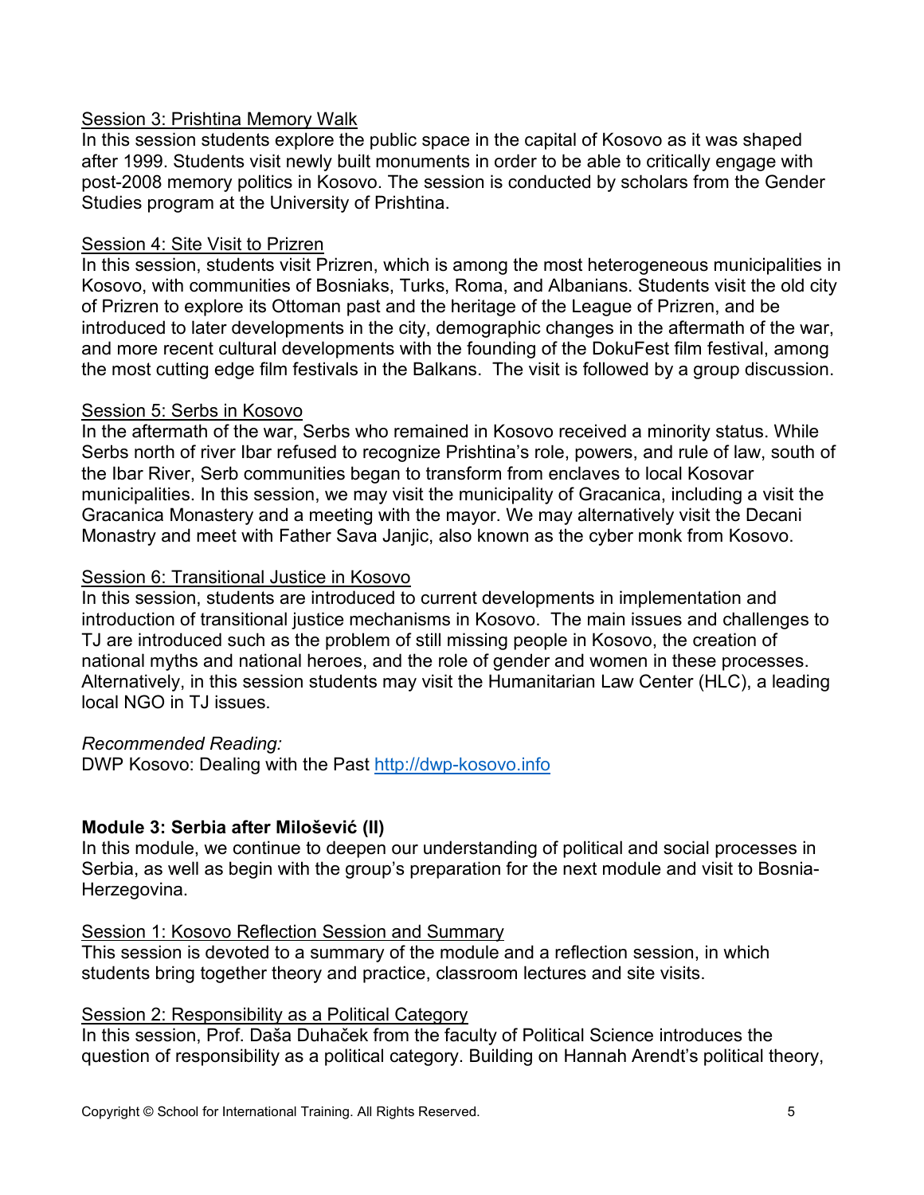Session 3: Prishtina Memory Walk

In this session students explore the public space in the capital of Kosovo as it was shaped after 1999. Students visit newly built monuments in order to be able to critically engage with post-2008 memory politics in Kosovo. The session is conducted by scholars from the Gender Studies program at the University of Prishtina.

Session 4: Site Visit to Prizren

In this session, students visit Prizren, which is among the most heterogeneous municipalities in Kosovo, with communities of Bosniaks, Turks, Roma, and Albanians. Students visit the old city of Prizren to explore its Ottoman past and the heritage of the League of Prizren, and be introduced to later developments in the city, demographic changes in the aftermath of the war, and more recent cultural developments with the founding of the DokuFest film festival, among the most cutting edge film festivals in the Balkans. The visit is followed by a group discussion.

Session 5: Serbs in Kosovo

In the aftermath of the war, Serbs who remained in Kosovo received a minority status. While Serbs north of river Ibar refused to recognize Prishtina's role, powers, and rule of law, south of the Ibar River, Serb communities began to transform from enclaves to local Kosovar municipalities. In this session, we may visit the municipality of Gracanica, including a visit the Gracanica Monastery and a meeting with the mayor. We may alternatively visit the Decani Monastry and meet with Father Sava Janjic, also known as the cyber monk from Kosovo.

Session 6: Transitional Justice in Kosovo

In this session, students are introduced to current developments in implementation and introduction of transitional justice mechanisms in Kosovo. The main issues and challenges to TJ are introduced such as the problem of still missing people in Kosovo, the creation of national myths and national heroes, and the role of gender and women in these processes. Alternatively, in this session students may visit the Humanitarian Law Center (HLC), a leading local NGO in TJ issues.

*Recommended Reading:*
DWP Kosovo: Dealing with the Past http://dwp-kosovo.info

**Module 3: Serbia after Milošević (II)**

In this module, we continue to deepen our understanding of political and social processes in Serbia, as well as begin with the group's preparation for the next module and visit to Bosnia-Herzegovina.

Session 1: Kosovo Reflection Session and Summary

This session is devoted to a summary of the module and a reflection session, in which students bring together theory and practice, classroom lectures and site visits.

Session 2: Responsibility as a Political Category

In this session, Prof. Daša Duhaček from the faculty of Political Science introduces the question of responsibility as a political category. Building on Hannah Arendt's political theory,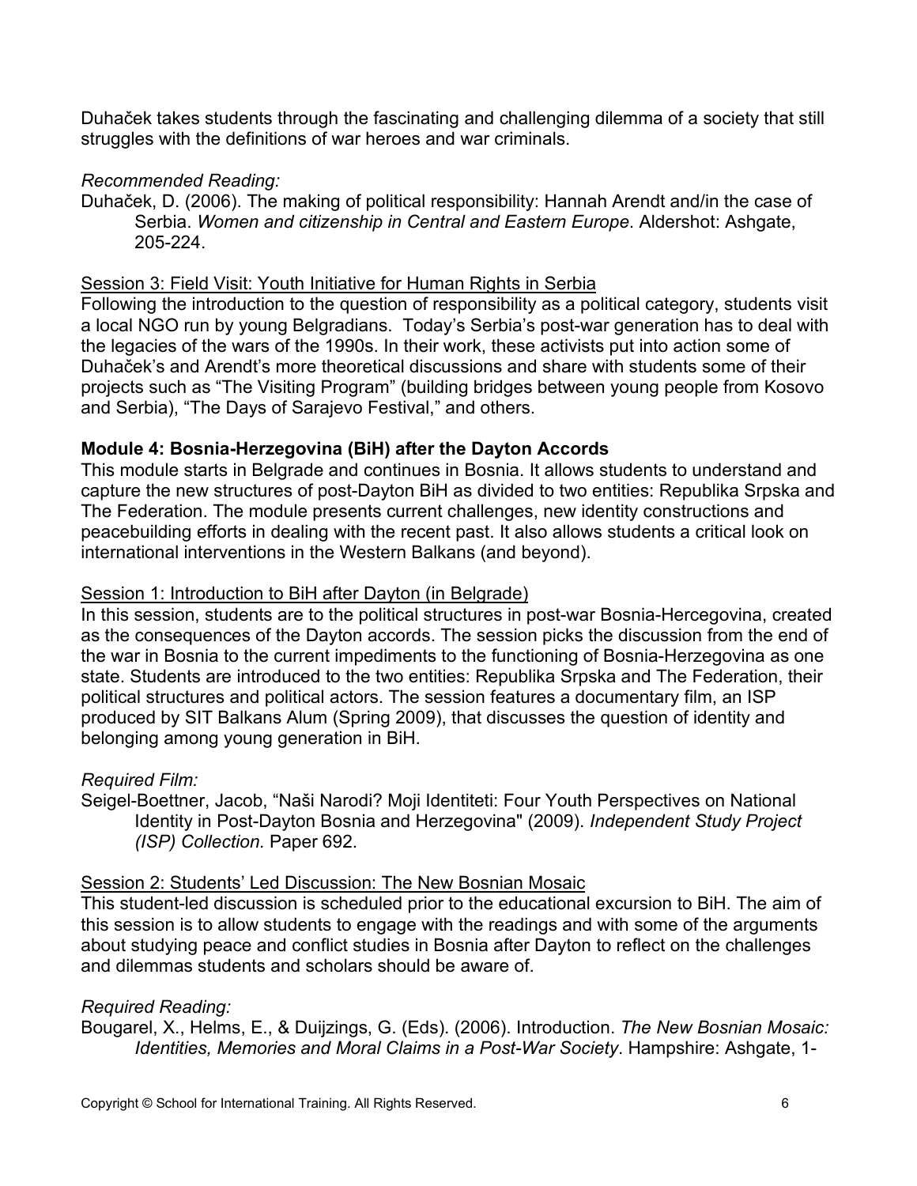Duhaček takes students through the fascinating and challenging dilemma of a society that still struggles with the definitions of war heroes and war criminals.

*Recommended Reading:*

Duhaček, D. (2006). The making of political responsibility: Hannah Arendt and/in the case of Serbia. *Women and citizenship in Central and Eastern Europe*. Aldershot: Ashgate, 205-224.

Session 3: Field Visit: Youth Initiative for Human Rights in Serbia

Following the introduction to the question of responsibility as a political category, students visit a local NGO run by young Belgradians. Today's Serbia's post-war generation has to deal with the legacies of the wars of the 1990s. In their work, these activists put into action some of Duhaček's and Arendt's more theoretical discussions and share with students some of their projects such as "The Visiting Program" (building bridges between young people from Kosovo and Serbia), "The Days of Sarajevo Festival," and others.

**Module 4: Bosnia-Herzegovina (BiH) after the Dayton Accords**

This module starts in Belgrade and continues in Bosnia. It allows students to understand and capture the new structures of post-Dayton BiH as divided to two entities: Republika Srpska and The Federation. The module presents current challenges, new identity constructions and peacebuilding efforts in dealing with the recent past. It also allows students a critical look on international interventions in the Western Balkans (and beyond).

Session 1: Introduction to BiH after Dayton (in Belgrade)

In this session, students are to the political structures in post-war Bosnia-Hercegovina, created as the consequences of the Dayton accords. The session picks the discussion from the end of the war in Bosnia to the current impediments to the functioning of Bosnia-Herzegovina as one state. Students are introduced to the two entities: Republika Srpska and The Federation, their political structures and political actors. The session features a documentary film, an ISP produced by SIT Balkans Alum (Spring 2009), that discusses the question of identity and belonging among young generation in BiH.

*Required Film:*

Seigel-Boettner, Jacob, "Naši Narodi? Moji Identiteti: Four Youth Perspectives on National Identity in Post-Dayton Bosnia and Herzegovina" (2009). *Independent Study Project (ISP) Collection.* Paper 692.

Session 2: Students' Led Discussion: The New Bosnian Mosaic

This student-led discussion is scheduled prior to the educational excursion to BiH. The aim of this session is to allow students to engage with the readings and with some of the arguments about studying peace and conflict studies in Bosnia after Dayton to reflect on the challenges and dilemmas students and scholars should be aware of.

*Required Reading:*

Bougarel, X., Helms, E., & Duijzings, G. (Eds). (2006). Introduction. *The New Bosnian Mosaic: Identities, Memories and Moral Claims in a Post-War Society*. Hampshire: Ashgate, 1-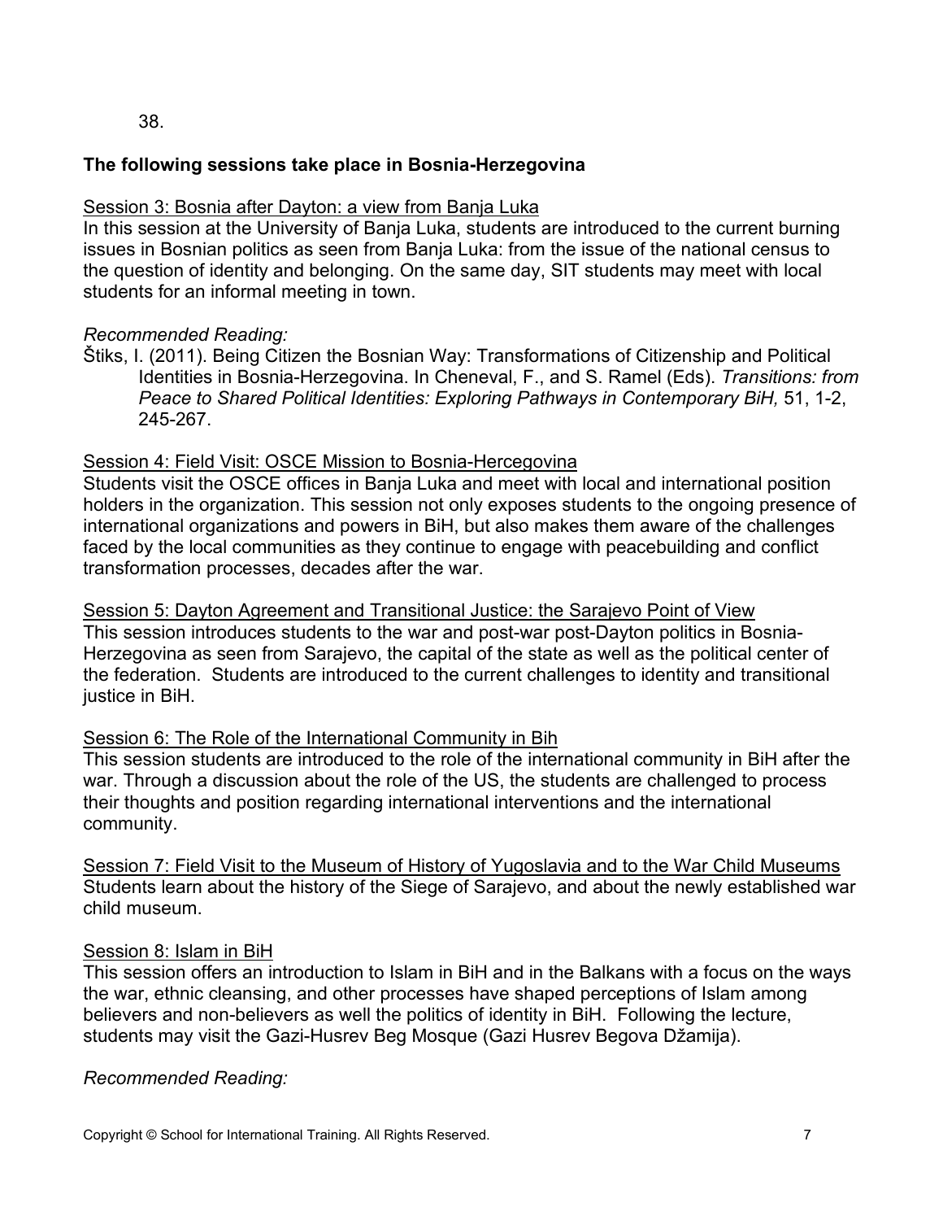38.

**The following sessions take place in Bosnia-Herzegovina**

Session 3: Bosnia after Dayton: a view from Banja Luka

In this session at the University of Banja Luka, students are introduced to the current burning issues in Bosnian politics as seen from Banja Luka: from the issue of the national census to the question of identity and belonging. On the same day, SIT students may meet with local students for an informal meeting in town.

*Recommended Reading:*

Štiks, I. (2011). Being Citizen the Bosnian Way: Transformations of Citizenship and Political Identities in Bosnia-Herzegovina. In Cheneval, F., and S. Ramel (Eds). *Transitions: from Peace to Shared Political Identities: Exploring Pathways in Contemporary BiH,* 51, 1-2, 245-267.

Session 4: Field Visit: OSCE Mission to Bosnia-Hercegovina

Students visit the OSCE offices in Banja Luka and meet with local and international position holders in the organization. This session not only exposes students to the ongoing presence of international organizations and powers in BiH, but also makes them aware of the challenges faced by the local communities as they continue to engage with peacebuilding and conflict transformation processes, decades after the war.

Session 5: Dayton Agreement and Transitional Justice: the Sarajevo Point of View

This session introduces students to the war and post-war post-Dayton politics in Bosnia-Herzegovina as seen from Sarajevo, the capital of the state as well as the political center of the federation. Students are introduced to the current challenges to identity and transitional justice in BiH.

Session 6: The Role of the International Community in Bih

This session students are introduced to the role of the international community in BiH after the war. Through a discussion about the role of the US, the students are challenged to process their thoughts and position regarding international interventions and the international community.

Session 7: Field Visit to the Museum of History of Yugoslavia and to the War Child Museums

Students learn about the history of the Siege of Sarajevo, and about the newly established war child museum.

Session 8: Islam in BiH

This session offers an introduction to Islam in BiH and in the Balkans with a focus on the ways the war, ethnic cleansing, and other processes have shaped perceptions of Islam among believers and non-believers as well the politics of identity in BiH. Following the lecture, students may visit the Gazi-Husrev Beg Mosque (Gazi Husrev Begova Džamija).

*Recommended Reading:*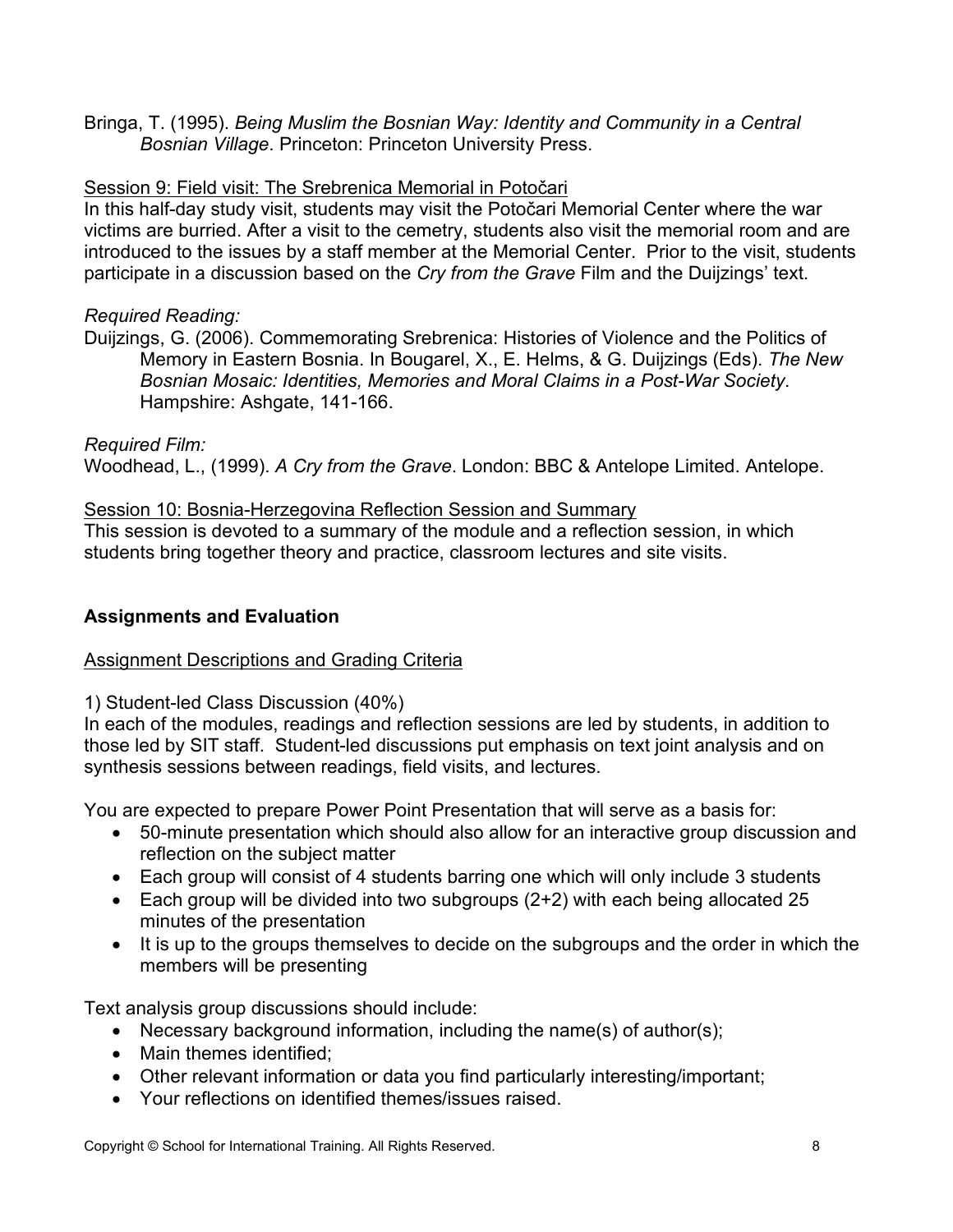Bringa, T. (1995). *Being Muslim the Bosnian Way: Identity and Community in a Central Bosnian Village*. Princeton: Princeton University Press.

Session 9: Field visit: The Srebrenica Memorial in Potočari

In this half-day study visit, students may visit the Potočari Memorial Center where the war victims are burried. After a visit to the cemetry, students also visit the memorial room and are introduced to the issues by a staff member at the Memorial Center. Prior to the visit, students participate in a discussion based on the *Cry from the Grave* Film and the Duijzings' text.

*Required Reading:*

Duijzings, G. (2006). Commemorating Srebrenica: Histories of Violence and the Politics of Memory in Eastern Bosnia. In Bougarel, X., E. Helms, & G. Duijzings (Eds). *The New Bosnian Mosaic: Identities, Memories and Moral Claims in a Post-War Society*. Hampshire: Ashgate, 141-166.

*Required Film:*

Woodhead, L., (1999). *A Cry from the Grave*. London: BBC & Antelope Limited. Antelope.

Session 10: Bosnia-Herzegovina Reflection Session and Summary

This session is devoted to a summary of the module and a reflection session, in which students bring together theory and practice, classroom lectures and site visits.

## Assignments and Evaluation

Assignment Descriptions and Grading Criteria

1) Student-led Class Discussion (40%)

In each of the modules, readings and reflection sessions are led by students, in addition to those led by SIT staff. Student-led discussions put emphasis on text joint analysis and on synthesis sessions between readings, field visits, and lectures.

You are expected to prepare Power Point Presentation that will serve as a basis for:

- 50-minute presentation which should also allow for an interactive group discussion and reflection on the subject matter
- Each group will consist of 4 students barring one which will only include 3 students
- Each group will be divided into two subgroups (2+2) with each being allocated 25 minutes of the presentation
- It is up to the groups themselves to decide on the subgroups and the order in which the members will be presenting

Text analysis group discussions should include:

- Necessary background information, including the name(s) of author(s);
- Main themes identified;
- Other relevant information or data you find particularly interesting/important;
- Your reflections on identified themes/issues raised.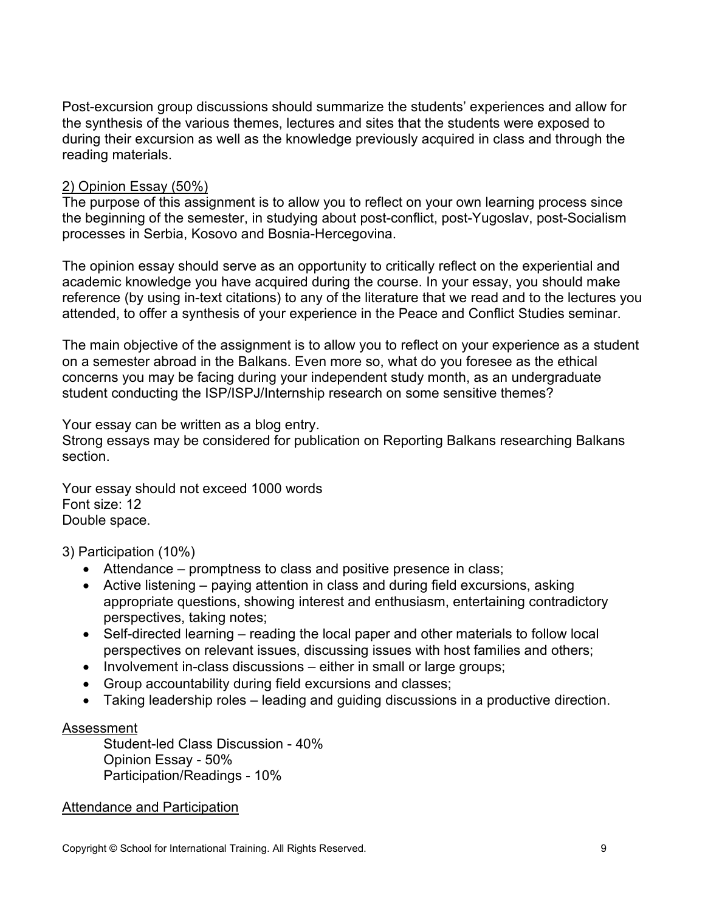Post-excursion group discussions should summarize the students' experiences and allow for the synthesis of the various themes, lectures and sites that the students were exposed to during their excursion as well as the knowledge previously acquired in class and through the reading materials.

<u>2) Opinion Essay (50%)</u>

The purpose of this assignment is to allow you to reflect on your own learning process since the beginning of the semester, in studying about post-conflict, post-Yugoslav, post-Socialism processes in Serbia, Kosovo and Bosnia-Hercegovina.

The opinion essay should serve as an opportunity to critically reflect on the experiential and academic knowledge you have acquired during the course. In your essay, you should make reference (by using in-text citations) to any of the literature that we read and to the lectures you attended, to offer a synthesis of your experience in the Peace and Conflict Studies seminar.

The main objective of the assignment is to allow you to reflect on your experience as a student on a semester abroad in the Balkans. Even more so, what do you foresee as the ethical concerns you may be facing during your independent study month, as an undergraduate student conducting the ISP/ISPJ/Internship research on some sensitive themes?

Your essay can be written as a blog entry.
Strong essays may be considered for publication on Reporting Balkans researching Balkans section.

Your essay should not exceed 1000 words
Font size: 12
Double space.

3) Participation (10%)

- Attendance – promptness to class and positive presence in class;
- Active listening – paying attention in class and during field excursions, asking appropriate questions, showing interest and enthusiasm, entertaining contradictory perspectives, taking notes;
- Self-directed learning – reading the local paper and other materials to follow local perspectives on relevant issues, discussing issues with host families and others;
- Involvement in-class discussions – either in small or large groups;
- Group accountability during field excursions and classes;
- Taking leadership roles – leading and guiding discussions in a productive direction.

<u>Assessment</u>

Student-led Class Discussion - 40%
Opinion Essay - 50%
Participation/Readings - 10%

<u>Attendance and Participation</u>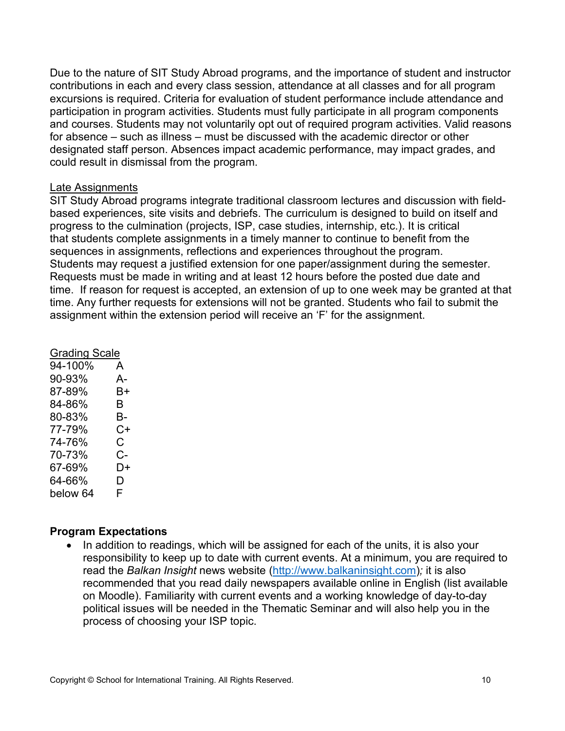Due to the nature of SIT Study Abroad programs, and the importance of student and instructor contributions in each and every class session, attendance at all classes and for all program excursions is required. Criteria for evaluation of student performance include attendance and participation in program activities. Students must fully participate in all program components and courses. Students may not voluntarily opt out of required program activities. Valid reasons for absence – such as illness – must be discussed with the academic director or other designated staff person. Absences impact academic performance, may impact grades, and could result in dismissal from the program.

Late Assignments

SIT Study Abroad programs integrate traditional classroom lectures and discussion with field-based experiences, site visits and debriefs. The curriculum is designed to build on itself and progress to the culmination (projects, ISP, case studies, internship, etc.). It is critical that students complete assignments in a timely manner to continue to benefit from the sequences in assignments, reflections and experiences throughout the program. Students may request a justified extension for one paper/assignment during the semester. Requests must be made in writing and at least 12 hours before the posted due date and time. If reason for request is accepted, an extension of up to one week may be granted at that time. Any further requests for extensions will not be granted. Students who fail to submit the assignment within the extension period will receive an 'F' for the assignment.

Grading Scale

| | |
|---|---|
| 94-100% | A |
| 90-93% | A- |
| 87-89% | B+ |
| 84-86% | B |
| 80-83% | B- |
| 77-79% | C+ |
| 74-76% | C |
| 70-73% | C- |
| 67-69% | D+ |
| 64-66% | D |
| below 64 | F |

**Program Expectations**

- In addition to readings, which will be assigned for each of the units, it is also your responsibility to keep up to date with current events. At a minimum, you are required to read the *Balkan Insight* news website (http://www.balkaninsight.com)*;* it is also recommended that you read daily newspapers available online in English (list available on Moodle). Familiarity with current events and a working knowledge of day-to-day political issues will be needed in the Thematic Seminar and will also help you in the process of choosing your ISP topic.

Copyright © School for International Training. All Rights Reserved.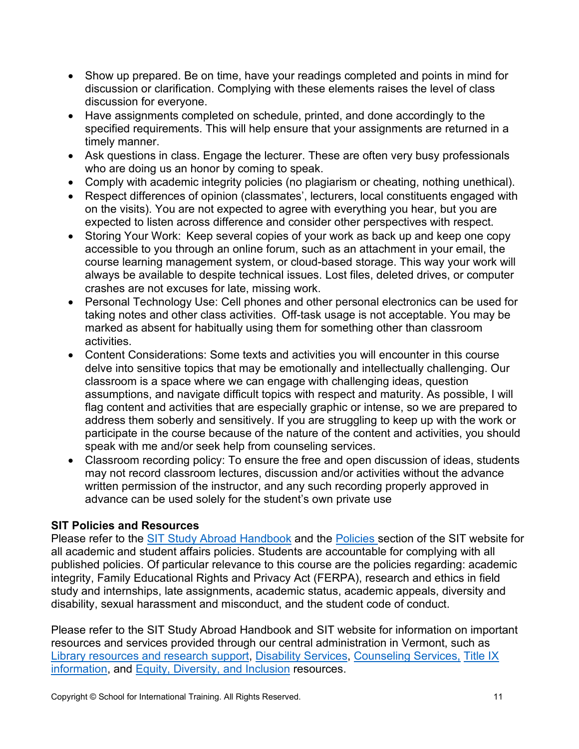- Show up prepared. Be on time, have your readings completed and points in mind for discussion or clarification. Complying with these elements raises the level of class discussion for everyone.
- Have assignments completed on schedule, printed, and done accordingly to the specified requirements. This will help ensure that your assignments are returned in a timely manner.
- Ask questions in class. Engage the lecturer. These are often very busy professionals who are doing us an honor by coming to speak.
- Comply with academic integrity policies (no plagiarism or cheating, nothing unethical).
- Respect differences of opinion (classmates', lecturers, local constituents engaged with on the visits). You are not expected to agree with everything you hear, but you are expected to listen across difference and consider other perspectives with respect.
- Storing Your Work: Keep several copies of your work as back up and keep one copy accessible to you through an online forum, such as an attachment in your email, the course learning management system, or cloud-based storage. This way your work will always be available to despite technical issues. Lost files, deleted drives, or computer crashes are not excuses for late, missing work.
- Personal Technology Use: Cell phones and other personal electronics can be used for taking notes and other class activities. Off-task usage is not acceptable. You may be marked as absent for habitually using them for something other than classroom activities.
- Content Considerations: Some texts and activities you will encounter in this course delve into sensitive topics that may be emotionally and intellectually challenging. Our classroom is a space where we can engage with challenging ideas, question assumptions, and navigate difficult topics with respect and maturity. As possible, I will flag content and activities that are especially graphic or intense, so we are prepared to address them soberly and sensitively. If you are struggling to keep up with the work or participate in the course because of the nature of the content and activities, you should speak with me and/or seek help from counseling services.
- Classroom recording policy: To ensure the free and open discussion of ideas, students may not record classroom lectures, discussion and/or activities without the advance written permission of the instructor, and any such recording properly approved in advance can be used solely for the student's own private use

**SIT Policies and Resources**

Please refer to the SIT Study Abroad Handbook and the Policies section of the SIT website for all academic and student affairs policies. Students are accountable for complying with all published policies. Of particular relevance to this course are the policies regarding: academic integrity, Family Educational Rights and Privacy Act (FERPA), research and ethics in field study and internships, late assignments, academic status, academic appeals, diversity and disability, sexual harassment and misconduct, and the student code of conduct.

Please refer to the SIT Study Abroad Handbook and SIT website for information on important resources and services provided through our central administration in Vermont, such as Library resources and research support, Disability Services, Counseling Services, Title IX information, and Equity, Diversity, and Inclusion resources.

Copyright © School for International Training. All Rights Reserved.